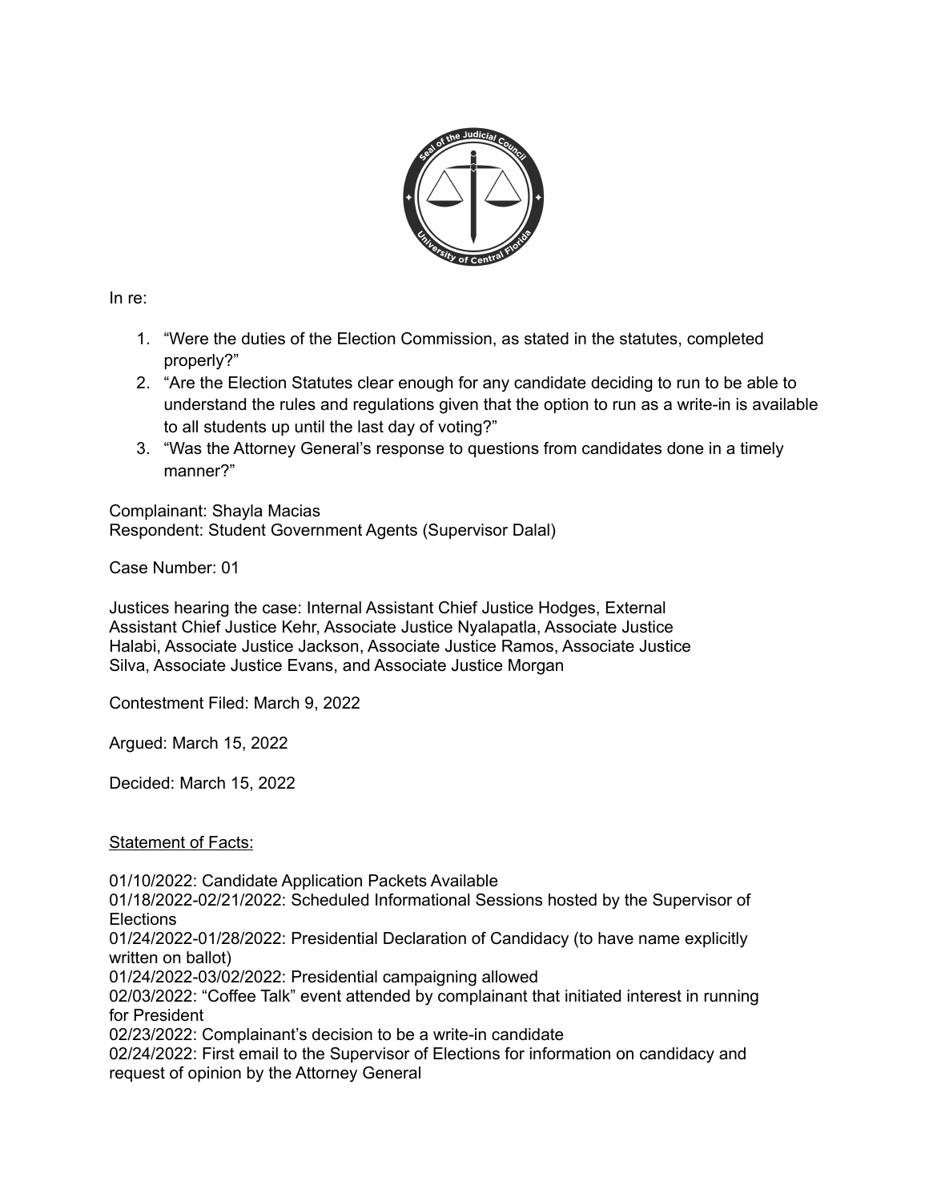In re:

1. "Were the duties of the Election Commission, as stated in the statutes, completed properly?"
2. "Are the Election Statutes clear enough for any candidate deciding to run to be able to understand the rules and regulations given that the option to run as a write-in is available to all students up until the last day of voting?"
3. "Was the Attorney General's response to questions from candidates done in a timely manner?"

Complainant: Shayla Macias
Respondent: Student Government Agents (Supervisor Dalal)

Case Number: 01

Justices hearing the case: Internal Assistant Chief Justice Hodges, External Assistant Chief Justice Kehr, Associate Justice Nyalapatla, Associate Justice Halabi, Associate Justice Jackson, Associate Justice Ramos, Associate Justice Silva, Associate Justice Evans, and Associate Justice Morgan

Contestment Filed: March 9, 2022

Argued: March 15, 2022

Decided: March 15, 2022

<u>Statement of Facts:</u>

01/10/2022: Candidate Application Packets Available
01/18/2022-02/21/2022: Scheduled Informational Sessions hosted by the Supervisor of Elections
01/24/2022-01/28/2022: Presidential Declaration of Candidacy (to have name explicitly written on ballot)
01/24/2022-03/02/2022: Presidential campaigning allowed
02/03/2022: "Coffee Talk" event attended by complainant that initiated interest in running for President
02/23/2022: Complainant's decision to be a write-in candidate
02/24/2022: First email to the Supervisor of Elections for information on candidacy and request of opinion by the Attorney General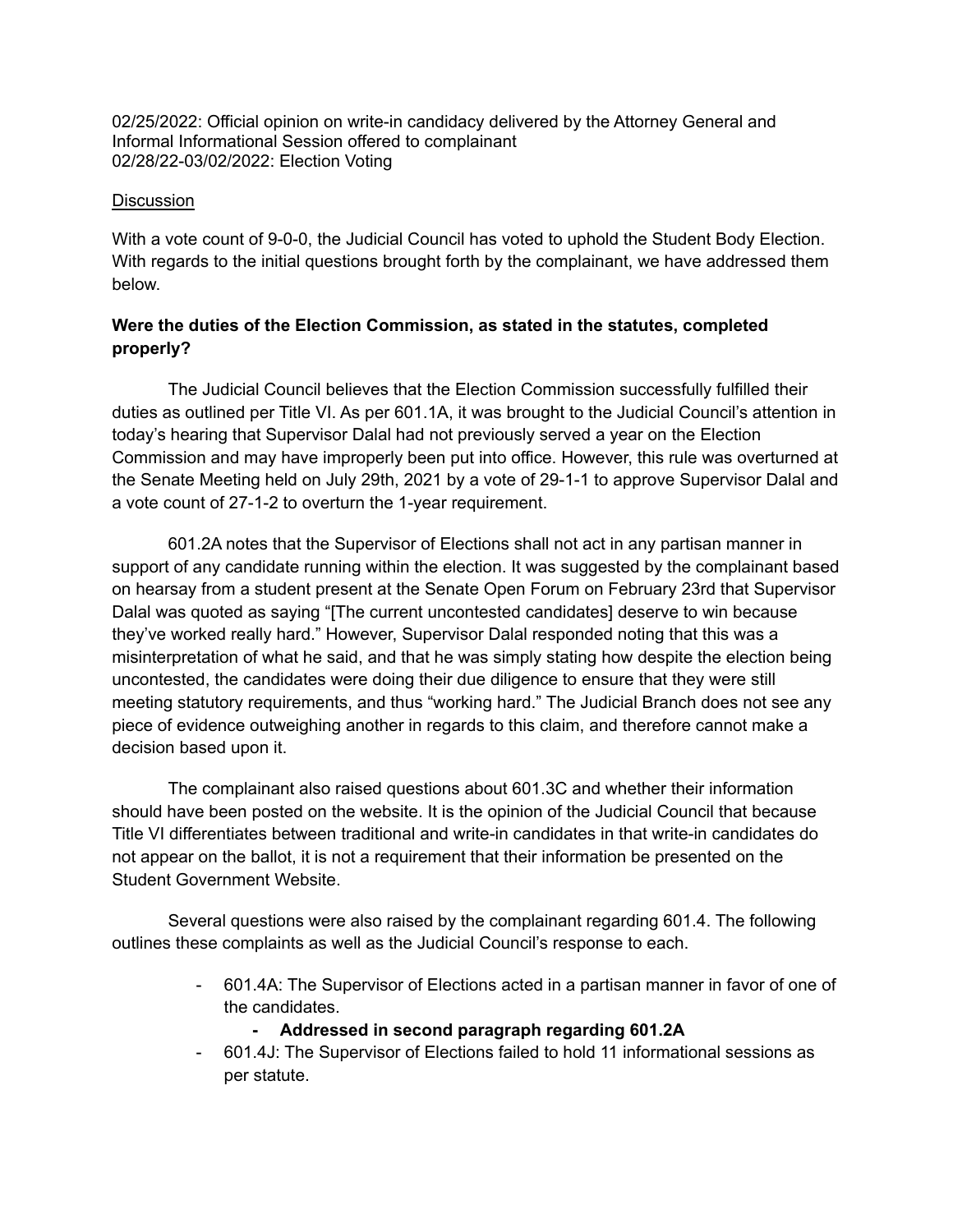02/25/2022: Official opinion on write-in candidacy delivered by the Attorney General and Informal Informational Session offered to complainant
02/28/22-03/02/2022: Election Voting

<u>Discussion</u>

With a vote count of 9-0-0, the Judicial Council has voted to uphold the Student Body Election. With regards to the initial questions brought forth by the complainant, we have addressed them below.

**Were the duties of the Election Commission, as stated in the statutes, completed properly?**

The Judicial Council believes that the Election Commission successfully fulfilled their duties as outlined per Title VI. As per 601.1A, it was brought to the Judicial Council's attention in today's hearing that Supervisor Dalal had not previously served a year on the Election Commission and may have improperly been put into office. However, this rule was overturned at the Senate Meeting held on July 29th, 2021 by a vote of 29-1-1 to approve Supervisor Dalal and a vote count of 27-1-2 to overturn the 1-year requirement.

601.2A notes that the Supervisor of Elections shall not act in any partisan manner in support of any candidate running within the election. It was suggested by the complainant based on hearsay from a student present at the Senate Open Forum on February 23rd that Supervisor Dalal was quoted as saying "[The current uncontested candidates] deserve to win because they've worked really hard." However, Supervisor Dalal responded noting that this was a misinterpretation of what he said, and that he was simply stating how despite the election being uncontested, the candidates were doing their due diligence to ensure that they were still meeting statutory requirements, and thus "working hard." The Judicial Branch does not see any piece of evidence outweighing another in regards to this claim, and therefore cannot make a decision based upon it.

The complainant also raised questions about 601.3C and whether their information should have been posted on the website. It is the opinion of the Judicial Council that because Title VI differentiates between traditional and write-in candidates in that write-in candidates do not appear on the ballot, it is not a requirement that their information be presented on the Student Government Website.

Several questions were also raised by the complainant regarding 601.4. The following outlines these complaints as well as the Judicial Council's response to each.

- 601.4A: The Supervisor of Elections acted in a partisan manner in favor of one of the candidates.
    - **Addressed in second paragraph regarding 601.2A**
- 601.4J: The Supervisor of Elections failed to hold 11 informational sessions as per statute.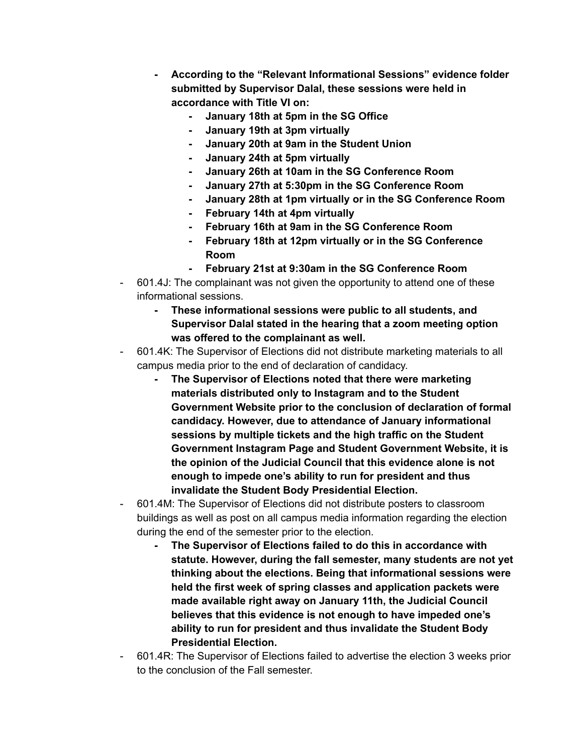- **According to the "Relevant Informational Sessions" evidence folder submitted by Supervisor Dalal, these sessions were held in accordance with Title VI on:**
    - **January 18th at 5pm in the SG Office**
    - **January 19th at 3pm virtually**
    - **January 20th at 9am in the Student Union**
    - **January 24th at 5pm virtually**
    - **January 26th at 10am in the SG Conference Room**
    - **January 27th at 5:30pm in the SG Conference Room**
    - **January 28th at 1pm virtually or in the SG Conference Room**
    - **February 14th at 4pm virtually**
    - **February 16th at 9am in the SG Conference Room**
    - **February 18th at 12pm virtually or in the SG Conference Room**
    - **February 21st at 9:30am in the SG Conference Room**
- 601.4J: The complainant was not given the opportunity to attend one of these informational sessions.
    - **These informational sessions were public to all students, and Supervisor Dalal stated in the hearing that a zoom meeting option was offered to the complainant as well.**
- 601.4K: The Supervisor of Elections did not distribute marketing materials to all campus media prior to the end of declaration of candidacy.
    - **The Supervisor of Elections noted that there were marketing materials distributed only to Instagram and to the Student Government Website prior to the conclusion of declaration of formal candidacy. However, due to attendance of January informational sessions by multiple tickets and the high traffic on the Student Government Instagram Page and Student Government Website, it is the opinion of the Judicial Council that this evidence alone is not enough to impede one's ability to run for president and thus invalidate the Student Body Presidential Election.**
- 601.4M: The Supervisor of Elections did not distribute posters to classroom buildings as well as post on all campus media information regarding the election during the end of the semester prior to the election.
    - **The Supervisor of Elections failed to do this in accordance with statute. However, during the fall semester, many students are not yet thinking about the elections. Being that informational sessions were held the first week of spring classes and application packets were made available right away on January 11th, the Judicial Council believes that this evidence is not enough to have impeded one's ability to run for president and thus invalidate the Student Body Presidential Election.**
- 601.4R: The Supervisor of Elections failed to advertise the election 3 weeks prior to the conclusion of the Fall semester.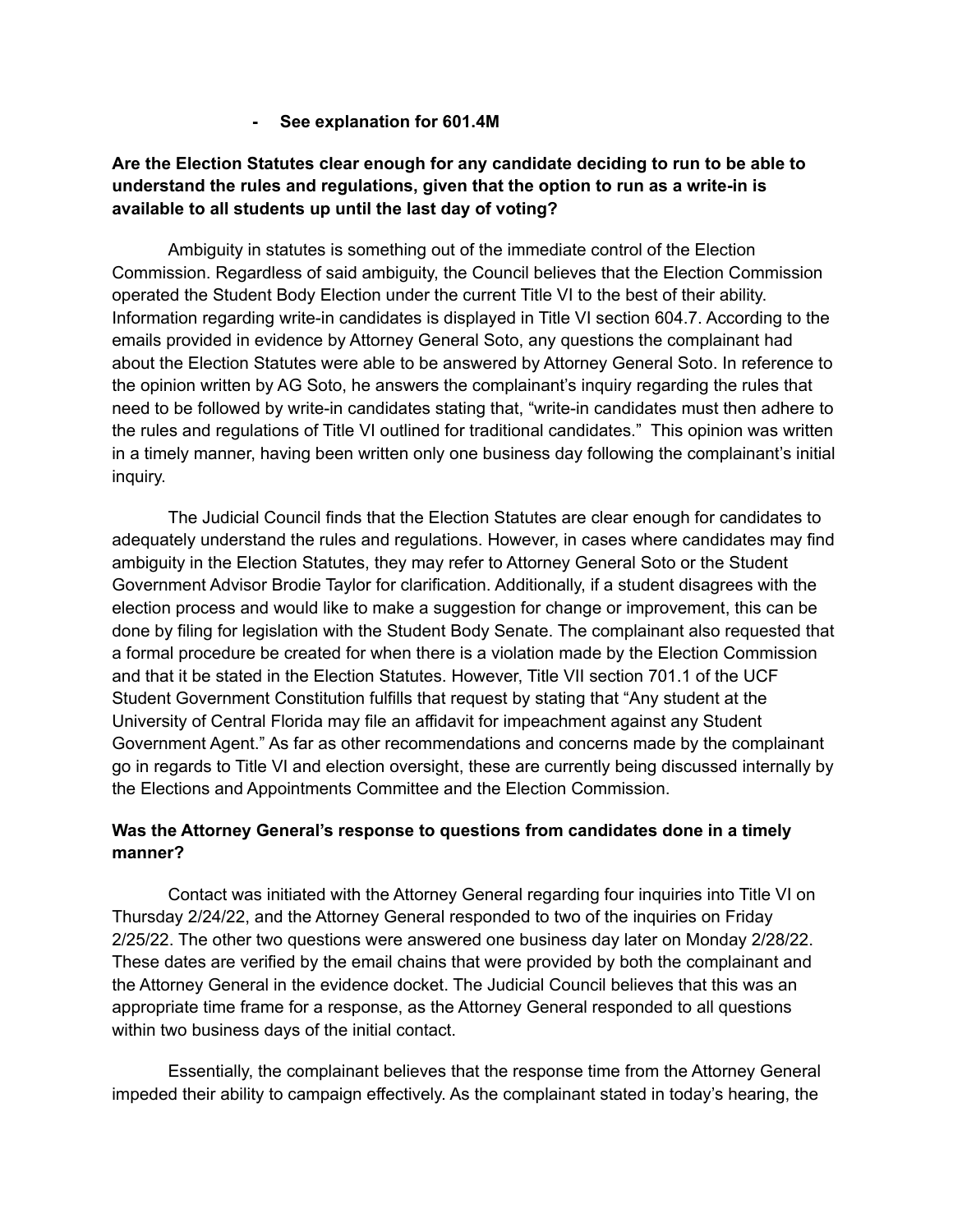- **See explanation for 601.4M**

**Are the Election Statutes clear enough for any candidate deciding to run to be able to understand the rules and regulations, given that the option to run as a write-in is available to all students up until the last day of voting?**

Ambiguity in statutes is something out of the immediate control of the Election Commission. Regardless of said ambiguity, the Council believes that the Election Commission operated the Student Body Election under the current Title VI to the best of their ability. Information regarding write-in candidates is displayed in Title VI section 604.7. According to the emails provided in evidence by Attorney General Soto, any questions the complainant had about the Election Statutes were able to be answered by Attorney General Soto. In reference to the opinion written by AG Soto, he answers the complainant's inquiry regarding the rules that need to be followed by write-in candidates stating that, "write-in candidates must then adhere to the rules and regulations of Title VI outlined for traditional candidates." This opinion was written in a timely manner, having been written only one business day following the complainant's initial inquiry.

The Judicial Council finds that the Election Statutes are clear enough for candidates to adequately understand the rules and regulations. However, in cases where candidates may find ambiguity in the Election Statutes, they may refer to Attorney General Soto or the Student Government Advisor Brodie Taylor for clarification. Additionally, if a student disagrees with the election process and would like to make a suggestion for change or improvement, this can be done by filing for legislation with the Student Body Senate. The complainant also requested that a formal procedure be created for when there is a violation made by the Election Commission and that it be stated in the Election Statutes. However, Title VII section 701.1 of the UCF Student Government Constitution fulfills that request by stating that "Any student at the University of Central Florida may file an affidavit for impeachment against any Student Government Agent." As far as other recommendations and concerns made by the complainant go in regards to Title VI and election oversight, these are currently being discussed internally by the Elections and Appointments Committee and the Election Commission.

**Was the Attorney General's response to questions from candidates done in a timely manner?**

Contact was initiated with the Attorney General regarding four inquiries into Title VI on Thursday 2/24/22, and the Attorney General responded to two of the inquiries on Friday 2/25/22. The other two questions were answered one business day later on Monday 2/28/22. These dates are verified by the email chains that were provided by both the complainant and the Attorney General in the evidence docket. The Judicial Council believes that this was an appropriate time frame for a response, as the Attorney General responded to all questions within two business days of the initial contact.

Essentially, the complainant believes that the response time from the Attorney General impeded their ability to campaign effectively. As the complainant stated in today's hearing, the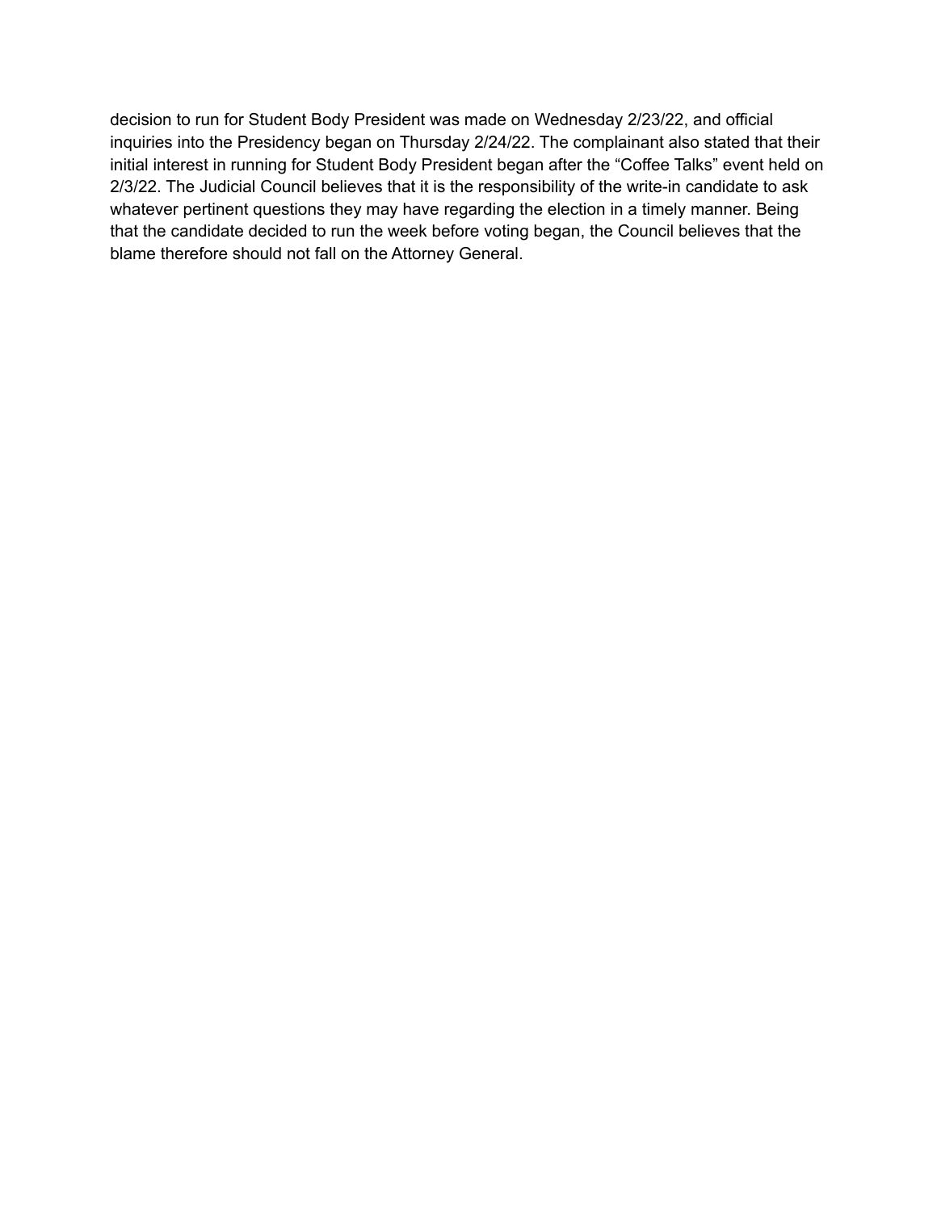decision to run for Student Body President was made on Wednesday 2/23/22, and official inquiries into the Presidency began on Thursday 2/24/22. The complainant also stated that their initial interest in running for Student Body President began after the "Coffee Talks" event held on 2/3/22. The Judicial Council believes that it is the responsibility of the write-in candidate to ask whatever pertinent questions they may have regarding the election in a timely manner. Being that the candidate decided to run the week before voting began, the Council believes that the blame therefore should not fall on the Attorney General.